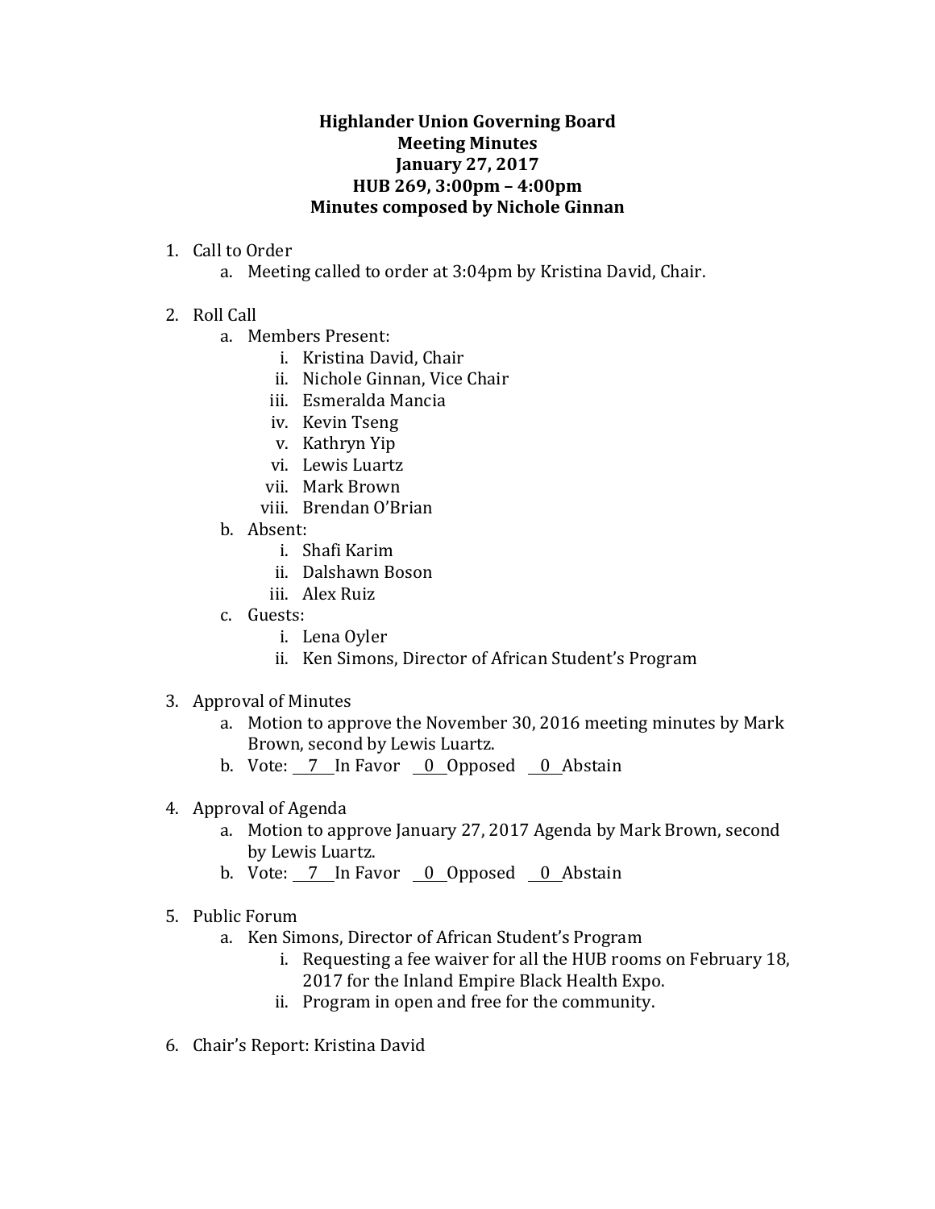**Highlander Union Governing Board**
**Meeting Minutes**
**January 27, 2017**
**HUB 269, 3:00pm – 4:00pm**
**Minutes composed by Nichole Ginnan**

1. Call to Order
    a. Meeting called to order at 3:04pm by Kristina David, Chair.

2. Roll Call
    a. Members Present:
        i. Kristina David, Chair
        ii. Nichole Ginnan, Vice Chair
        iii. Esmeralda Mancia
        iv. Kevin Tseng
        v. Kathryn Yip
        vi. Lewis Luartz
        vii. Mark Brown
        viii. Brendan O'Brian
    b. Absent:
        i. Shafi Karim
        ii. Dalshawn Boson
        iii. Alex Ruiz
    c. Guests:
        i. Lena Oyler
        ii. Ken Simons, Director of African Student's Program

3. Approval of Minutes
    a. Motion to approve the November 30, 2016 meeting minutes by Mark Brown, second by Lewis Luartz.
    b. Vote: 7 In Favor 0 Opposed 0 Abstain

4. Approval of Agenda
    a. Motion to approve January 27, 2017 Agenda by Mark Brown, second by Lewis Luartz.
    b. Vote: 7 In Favor 0 Opposed 0 Abstain

5. Public Forum
    a. Ken Simons, Director of African Student's Program
        i. Requesting a fee waiver for all the HUB rooms on February 18, 2017 for the Inland Empire Black Health Expo.
        ii. Program in open and free for the community.

6. Chair's Report: Kristina David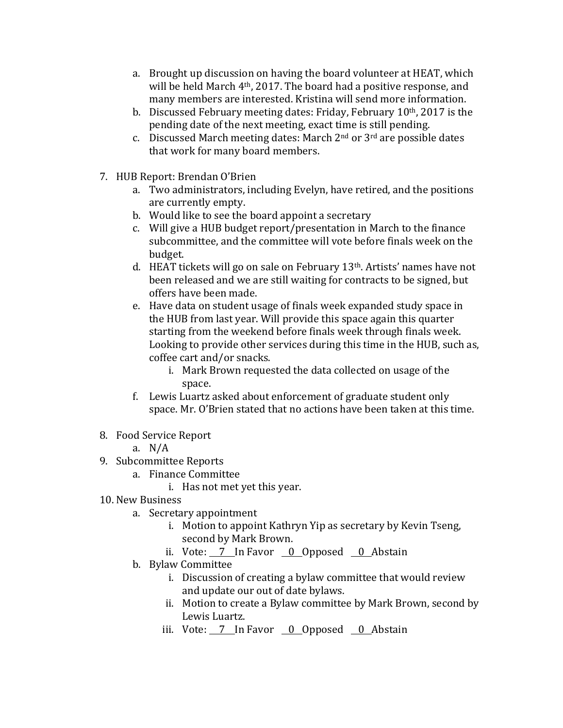a. Brought up discussion on having the board volunteer at HEAT, which will be held March 4th, 2017. The board had a positive response, and many members are interested. Kristina will send more information.
b. Discussed February meeting dates: Friday, February 10th, 2017 is the pending date of the next meeting, exact time is still pending.
c. Discussed March meeting dates: March 2nd or 3rd are possible dates that work for many board members.

7. HUB Report: Brendan O'Brien
   a. Two administrators, including Evelyn, have retired, and the positions are currently empty.
   b. Would like to see the board appoint a secretary
   c. Will give a HUB budget report/presentation in March to the finance subcommittee, and the committee will vote before finals week on the budget.
   d. HEAT tickets will go on sale on February 13th. Artists' names have not been released and we are still waiting for contracts to be signed, but offers have been made.
   e. Have data on student usage of finals week expanded study space in the HUB from last year. Will provide this space again this quarter starting from the weekend before finals week through finals week. Looking to provide other services during this time in the HUB, such as, coffee cart and/or snacks.
      i. Mark Brown requested the data collected on usage of the space.
   f. Lewis Luartz asked about enforcement of graduate student only space. Mr. O'Brien stated that no actions have been taken at this time.

8. Food Service Report
   a. N/A
9. Subcommittee Reports
   a. Finance Committee
      i. Has not met yet this year.
10. New Business
    a. Secretary appointment
       i. Motion to appoint Kathryn Yip as secretary by Kevin Tseng, second by Mark Brown.
       ii. Vote: 7 In Favor 0 Opposed 0 Abstain
    b. Bylaw Committee
       i. Discussion of creating a bylaw committee that would review and update our out of date bylaws.
       ii. Motion to create a Bylaw committee by Mark Brown, second by Lewis Luartz.
       iii. Vote: 7 In Favor 0 Opposed 0 Abstain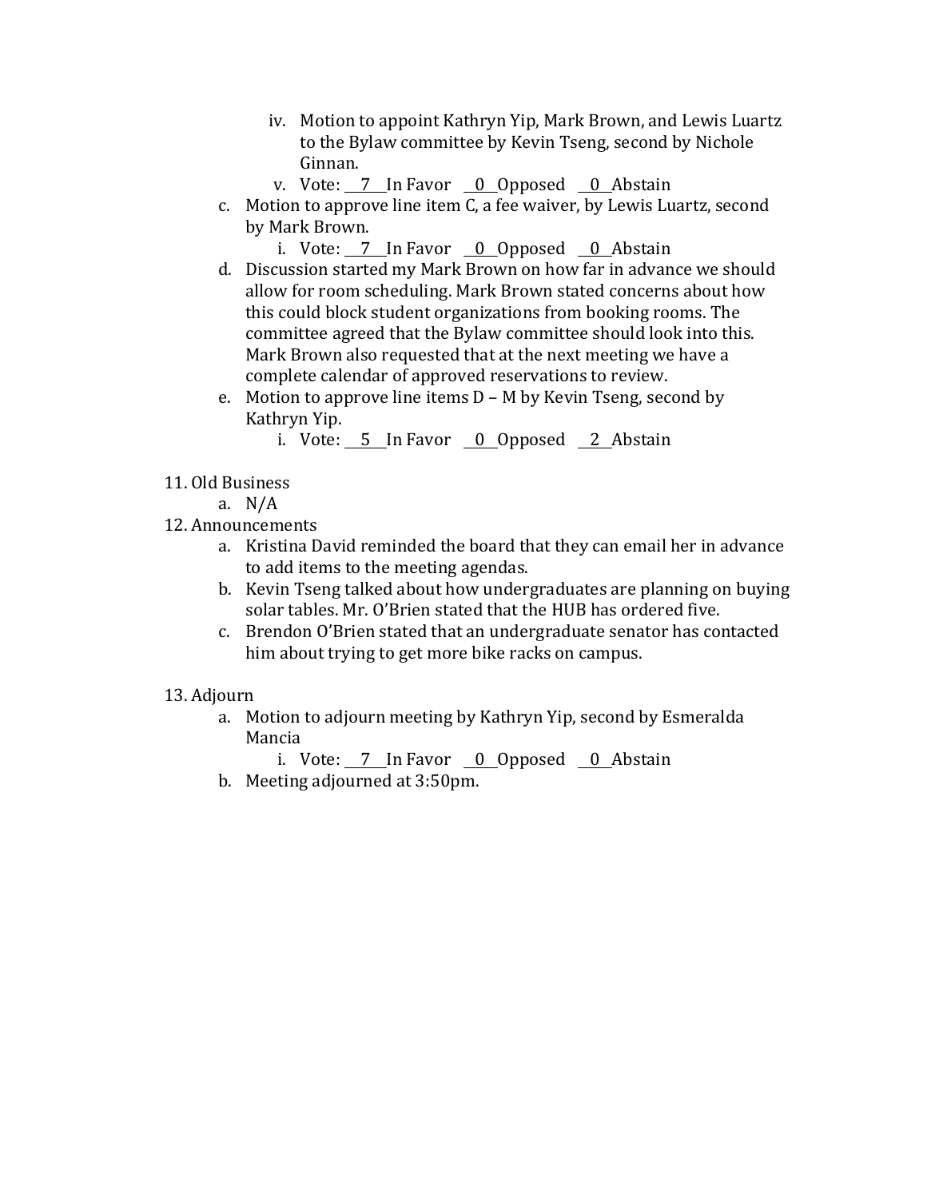iv. Motion to appoint Kathryn Yip, Mark Brown, and Lewis Luartz to the Bylaw committee by Kevin Tseng, second by Nichole Ginnan.
   v. Vote: __7__ In Favor __0__ Opposed __0__ Abstain

c. Motion to approve line item C, a fee waiver, by Lewis Luartz, second by Mark Brown.
   i. Vote: __7__ In Favor __0__ Opposed __0__ Abstain

d. Discussion started my Mark Brown on how far in advance we should allow for room scheduling. Mark Brown stated concerns about how this could block student organizations from booking rooms. The committee agreed that the Bylaw committee should look into this. Mark Brown also requested that at the next meeting we have a complete calendar of approved reservations to review.

e. Motion to approve line items D – M by Kevin Tseng, second by Kathryn Yip.
   i. Vote: __5__ In Favor __0__ Opposed __2__ Abstain

11. Old Business
    a. N/A

12. Announcements
    a. Kristina David reminded the board that they can email her in advance to add items to the meeting agendas.
    b. Kevin Tseng talked about how undergraduates are planning on buying solar tables. Mr. O'Brien stated that the HUB has ordered five.
    c. Brendon O'Brien stated that an undergraduate senator has contacted him about trying to get more bike racks on campus.

13. Adjourn
    a. Motion to adjourn meeting by Kathryn Yip, second by Esmeralda Mancia
       i. Vote: __7__ In Favor __0__ Opposed __0__ Abstain
    b. Meeting adjourned at 3:50pm.